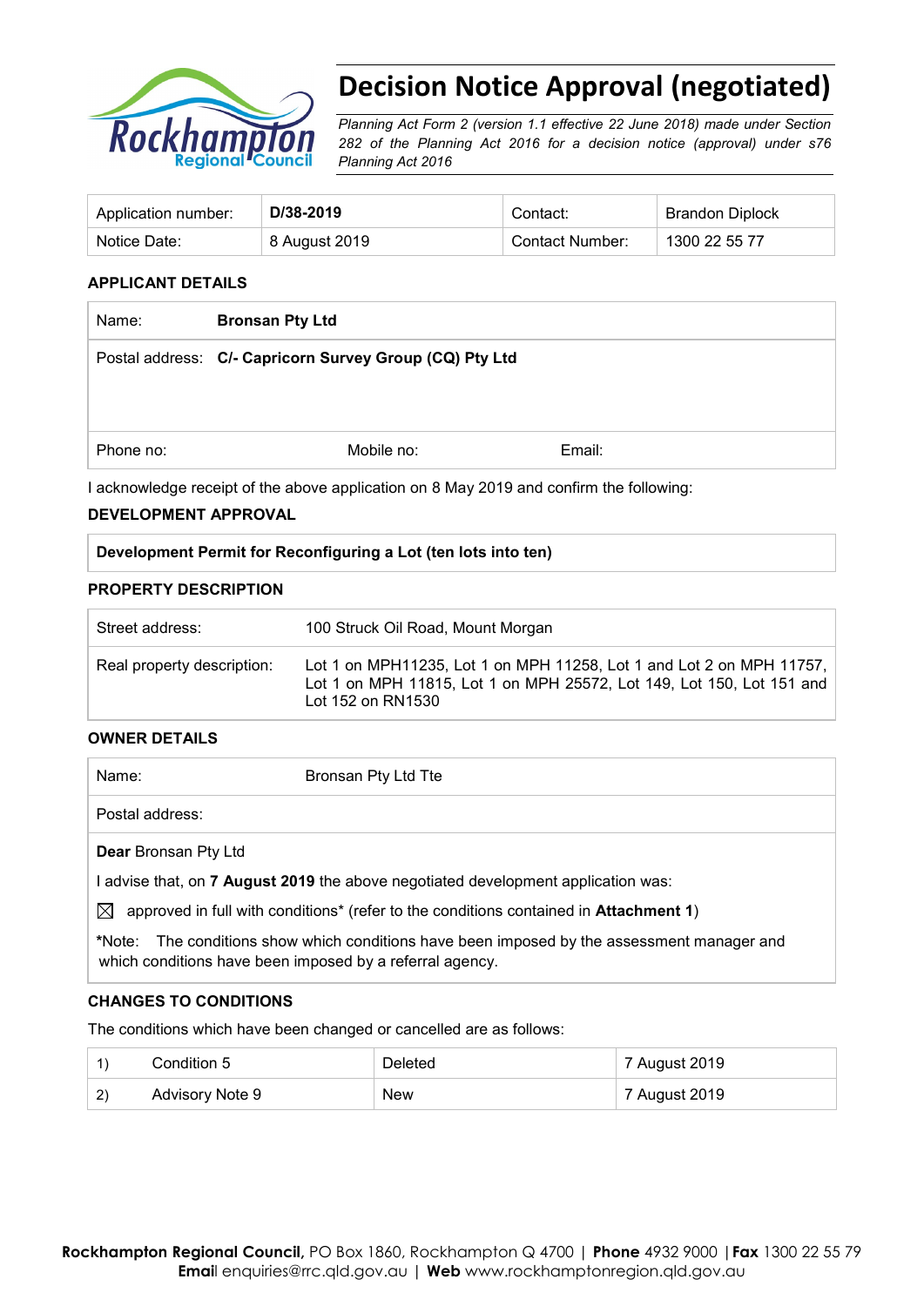# Decision Notice Approval (negotiated)

*Planning Act Form 2 (version 1.1 effective 22 June 2018) made under Section 282 of the Planning Act 2016 for a decision notice (approval) under s76 Planning Act 2016*

| Application number: | **D/38-2019** | Contact: | Brandon Diplock |
|---|---|---|---|
| Notice Date: | 8 August 2019 | Contact Number: | 1300 22 55 77 |

## APPLICANT DETAILS

| Name: | **Bronsan Pty Ltd** | |
|---|---|---|
| Postal address: | **C/- Capricorn Survey Group (CQ) Pty Ltd** | |
| Phone no: | Mobile no: | Email: |

I acknowledge receipt of the above application on 8 May 2019 and confirm the following:

## DEVELOPMENT APPROVAL

**Development Permit for Reconfiguring a Lot (ten lots into ten)**

## PROPERTY DESCRIPTION

| Street address: | 100 Struck Oil Road, Mount Morgan |
|---|---|
| Real property description: | Lot 1 on MPH11235, Lot 1 on MPH 11258, Lot 1 and Lot 2 on MPH 11757, Lot 1 on MPH 11815, Lot 1 on MPH 25572, Lot 149, Lot 150, Lot 151 and Lot 152 on RN1530 |

## OWNER DETAILS

| Name: | Bronsan Pty Ltd Tte |
|---|---|
| Postal address: | |

**Dear** Bronsan Pty Ltd

I advise that, on **7 August 2019** the above negotiated development application was:

☒ approved in full with conditions* (refer to the conditions contained in **Attachment 1**)

*Note: The conditions show which conditions have been imposed by the assessment manager and which conditions have been imposed by a referral agency.

## CHANGES TO CONDITIONS

The conditions which have been changed or cancelled are as follows:

| 1) | Condition 5 | Deleted | 7 August 2019 |
|---|---|---|---|
| 2) | Advisory Note 9 | New | 7 August 2019 |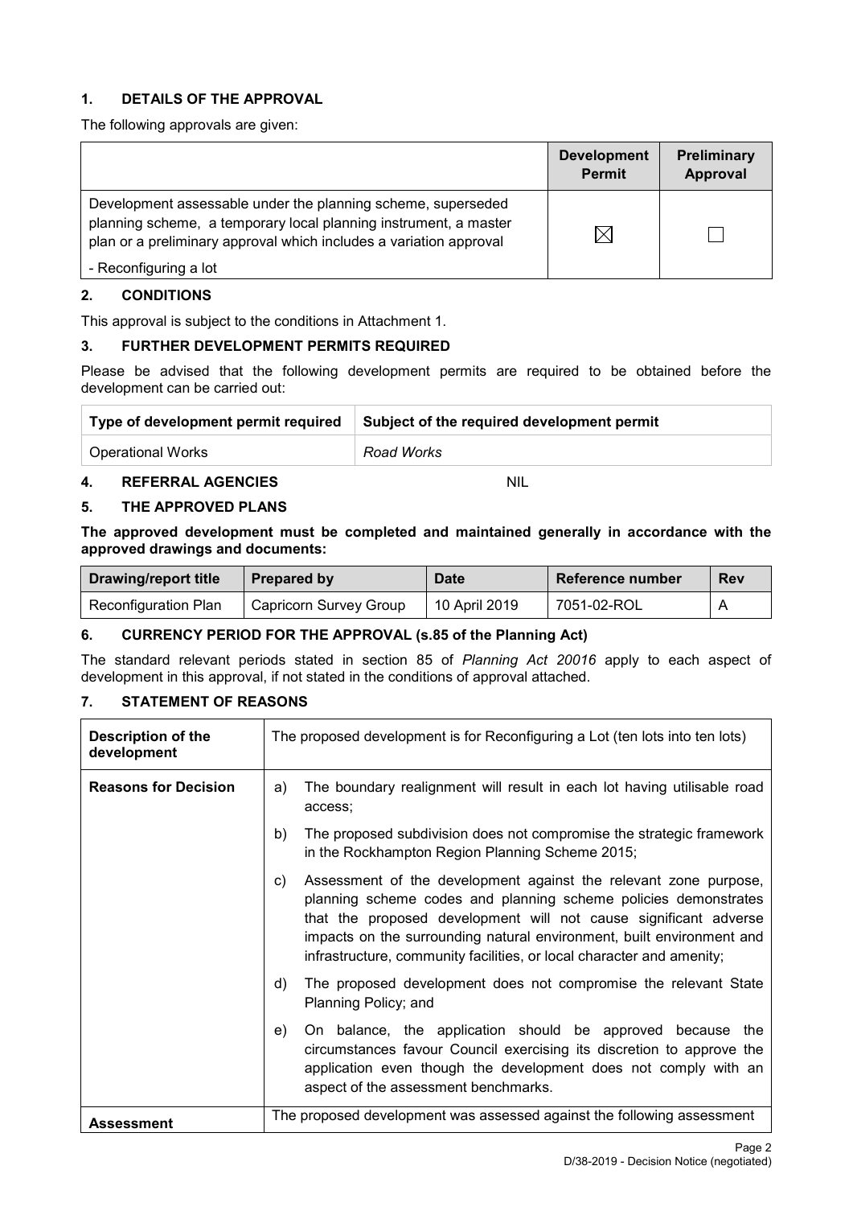## 1. DETAILS OF THE APPROVAL

The following approvals are given:

| | Development Permit | Preliminary Approval |
|---|---|---|
| Development assessable under the planning scheme, superseded planning scheme, a temporary local planning instrument, a master plan or a preliminary approval which includes a variation approval<br>- Reconfiguring a lot | ☒ | ☐ |

## 2. CONDITIONS

This approval is subject to the conditions in Attachment 1.

## 3. FURTHER DEVELOPMENT PERMITS REQUIRED

Please be advised that the following development permits are required to be obtained before the development can be carried out:

| Type of development permit required | Subject of the required development permit |
|---|---|
| Operational Works | *Road Works* |

## 4. REFERRAL AGENCIES

NIL

## 5. THE APPROVED PLANS

**The approved development must be completed and maintained generally in accordance with the approved drawings and documents:**

| Drawing/report title | Prepared by | Date | Reference number | Rev |
|---|---|---|---|---|
| Reconfiguration Plan | Capricorn Survey Group | 10 April 2019 | 7051-02-ROL | A |

## 6. CURRENCY PERIOD FOR THE APPROVAL (s.85 of the Planning Act)

The standard relevant periods stated in section 85 of *Planning Act 20016* apply to each aspect of development in this approval, if not stated in the conditions of approval attached.

## 7. STATEMENT OF REASONS

| | |
|---|---|
| **Description of the development** | The proposed development is for Reconfiguring a Lot (ten lots into ten lots) |
| **Reasons for Decision** | a) The boundary realignment will result in each lot having utilisable road access;<br>b) The proposed subdivision does not compromise the strategic framework in the Rockhampton Region Planning Scheme 2015;<br>c) Assessment of the development against the relevant zone purpose, planning scheme codes and planning scheme policies demonstrates that the proposed development will not cause significant adverse impacts on the surrounding natural environment, built environment and infrastructure, community facilities, or local character and amenity;<br>d) The proposed development does not compromise the relevant State Planning Policy; and<br>e) On balance, the application should be approved because the circumstances favour Council exercising its discretion to approve the application even though the development does not comply with an aspect of the assessment benchmarks. |
| **Assessment** | The proposed development was assessed against the following assessment |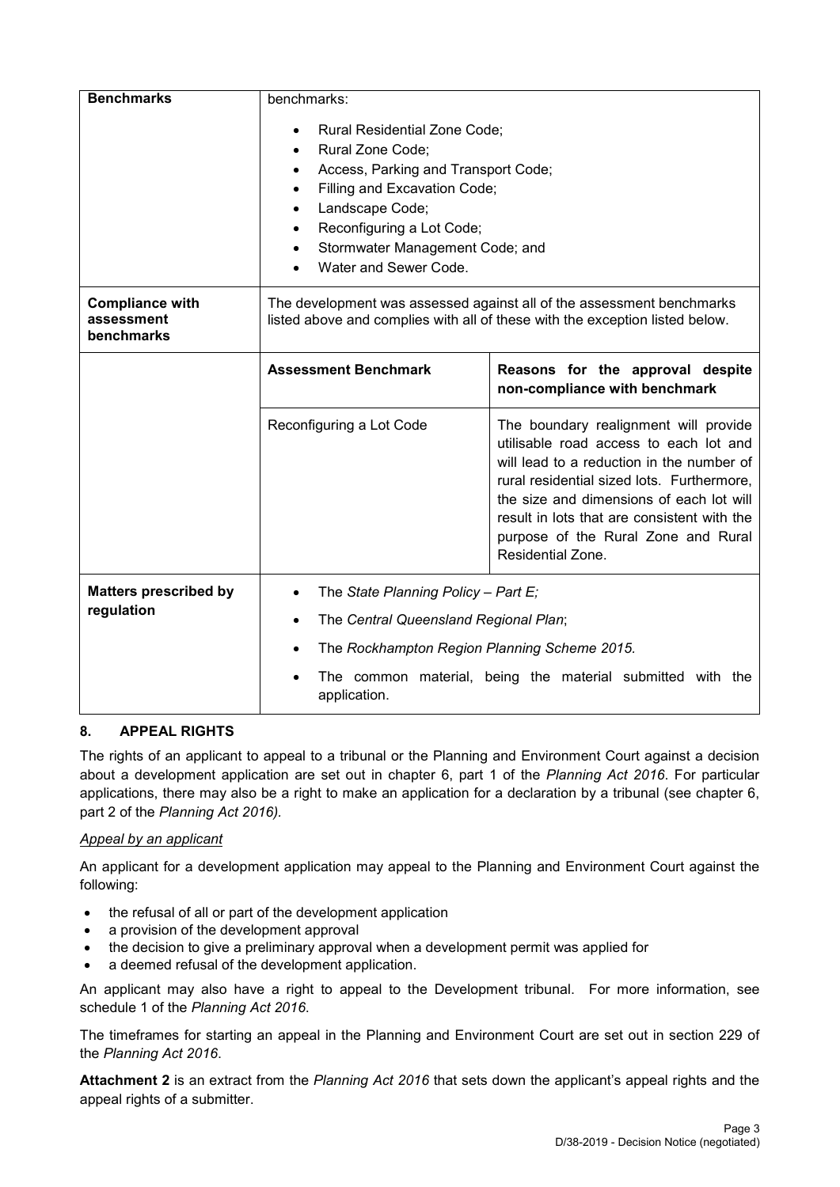| | | |
|---|---|---|
| **Benchmarks** | benchmarks:<br><br>• Rural Residential Zone Code;<br>• Rural Zone Code;<br>• Access, Parking and Transport Code;<br>• Filling and Excavation Code;<br>• Landscape Code;<br>• Reconfiguring a Lot Code;<br>• Stormwater Management Code; and<br>• Water and Sewer Code. | |
| **Compliance with assessment benchmarks** | The development was assessed against all of the assessment benchmarks listed above and complies with all of these with the exception listed below. | |
| | **Assessment Benchmark** | **Reasons for the approval despite non-compliance with benchmark** |
| | Reconfiguring a Lot Code | The boundary realignment will provide utilisable road access to each lot and will lead to a reduction in the number of rural residential sized lots. Furthermore, the size and dimensions of each lot will result in lots that are consistent with the purpose of the Rural Zone and Rural Residential Zone. |
| **Matters prescribed by regulation** | • The *State Planning Policy – Part E;*<br>• The *Central Queensland Regional Plan*;<br>• The *Rockhampton Region Planning Scheme 2015.*<br>• The common material, being the material submitted with the application. | |

## 8. APPEAL RIGHTS

The rights of an applicant to appeal to a tribunal or the Planning and Environment Court against a decision about a development application are set out in chapter 6, part 1 of the *Planning Act 2016*. For particular applications, there may also be a right to make an application for a declaration by a tribunal (see chapter 6, part 2 of the *Planning Act 2016).*

*Appeal by an applicant*

An applicant for a development application may appeal to the Planning and Environment Court against the following:

- the refusal of all or part of the development application
- a provision of the development approval
- the decision to give a preliminary approval when a development permit was applied for
- a deemed refusal of the development application.

An applicant may also have a right to appeal to the Development tribunal. For more information, see schedule 1 of the *Planning Act 2016*.

The timeframes for starting an appeal in the Planning and Environment Court are set out in section 229 of the *Planning Act 2016*.

**Attachment 2** is an extract from the *Planning Act 2016* that sets down the applicant's appeal rights and the appeal rights of a submitter.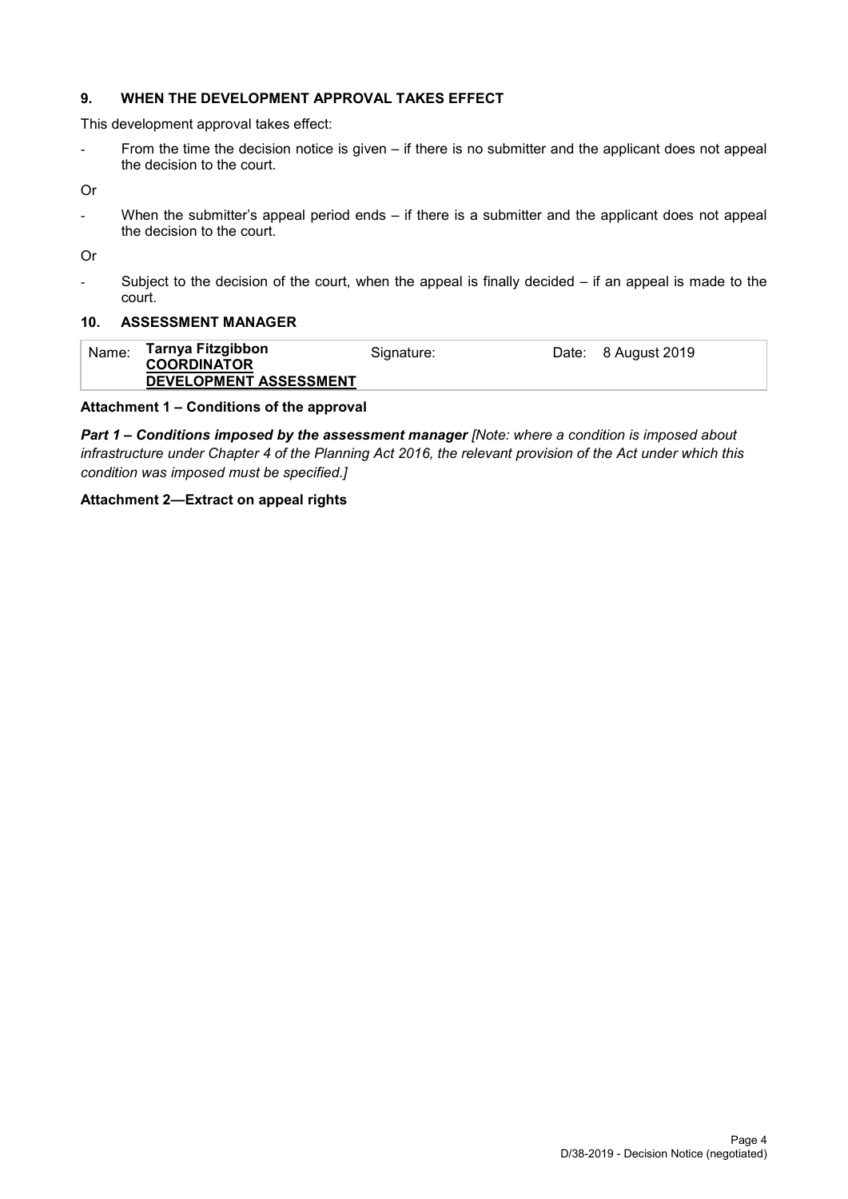## 9. WHEN THE DEVELOPMENT APPROVAL TAKES EFFECT

This development approval takes effect:

- From the time the decision notice is given – if there is no submitter and the applicant does not appeal the decision to the court.

Or

- When the submitter's appeal period ends – if there is a submitter and the applicant does not appeal the decision to the court.

Or

- Subject to the decision of the court, when the appeal is finally decided – if an appeal is made to the court.

## 10. ASSESSMENT MANAGER

| Name: | **Tarnya Fitzgibbon**<br>**COORDINATOR**<br>**DEVELOPMENT ASSESSMENT** | Signature: | Date: 8 August 2019 |
|---|---|---|---|

**Attachment 1 – Conditions of the approval**

***Part 1 – Conditions imposed by the assessment manager*** *[Note: where a condition is imposed about infrastructure under Chapter 4 of the Planning Act 2016, the relevant provision of the Act under which this condition was imposed must be specified.]*

**Attachment 2—Extract on appeal rights**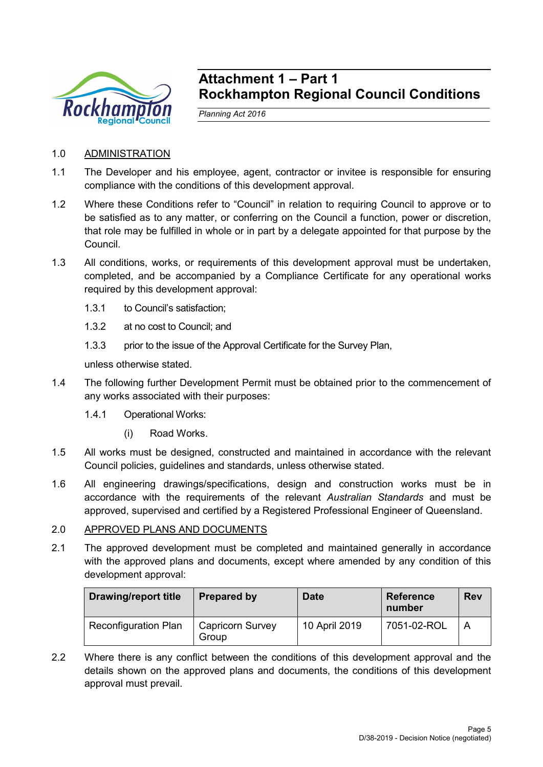# Attachment 1 – Part 1
# Rockhampton Regional Council Conditions

*Planning Act 2016*

1.0 ADMINISTRATION

1.1 The Developer and his employee, agent, contractor or invitee is responsible for ensuring compliance with the conditions of this development approval.

1.2 Where these Conditions refer to "Council" in relation to requiring Council to approve or to be satisfied as to any matter, or conferring on the Council a function, power or discretion, that role may be fulfilled in whole or in part by a delegate appointed for that purpose by the Council.

1.3 All conditions, works, or requirements of this development approval must be undertaken, completed, and be accompanied by a Compliance Certificate for any operational works required by this development approval:

1.3.1 to Council's satisfaction;

1.3.2 at no cost to Council; and

1.3.3 prior to the issue of the Approval Certificate for the Survey Plan,

unless otherwise stated.

1.4 The following further Development Permit must be obtained prior to the commencement of any works associated with their purposes:

1.4.1 Operational Works:

(i) Road Works.

1.5 All works must be designed, constructed and maintained in accordance with the relevant Council policies, guidelines and standards, unless otherwise stated.

1.6 All engineering drawings/specifications, design and construction works must be in accordance with the requirements of the relevant *Australian Standards* and must be approved, supervised and certified by a Registered Professional Engineer of Queensland.

2.0 APPROVED PLANS AND DOCUMENTS

2.1 The approved development must be completed and maintained generally in accordance with the approved plans and documents, except where amended by any condition of this development approval:

| Drawing/report title | Prepared by | Date | Reference number | Rev |
|---|---|---|---|---|
| Reconfiguration Plan | Capricorn Survey Group | 10 April 2019 | 7051-02-ROL | A |

2.2 Where there is any conflict between the conditions of this development approval and the details shown on the approved plans and documents, the conditions of this development approval must prevail.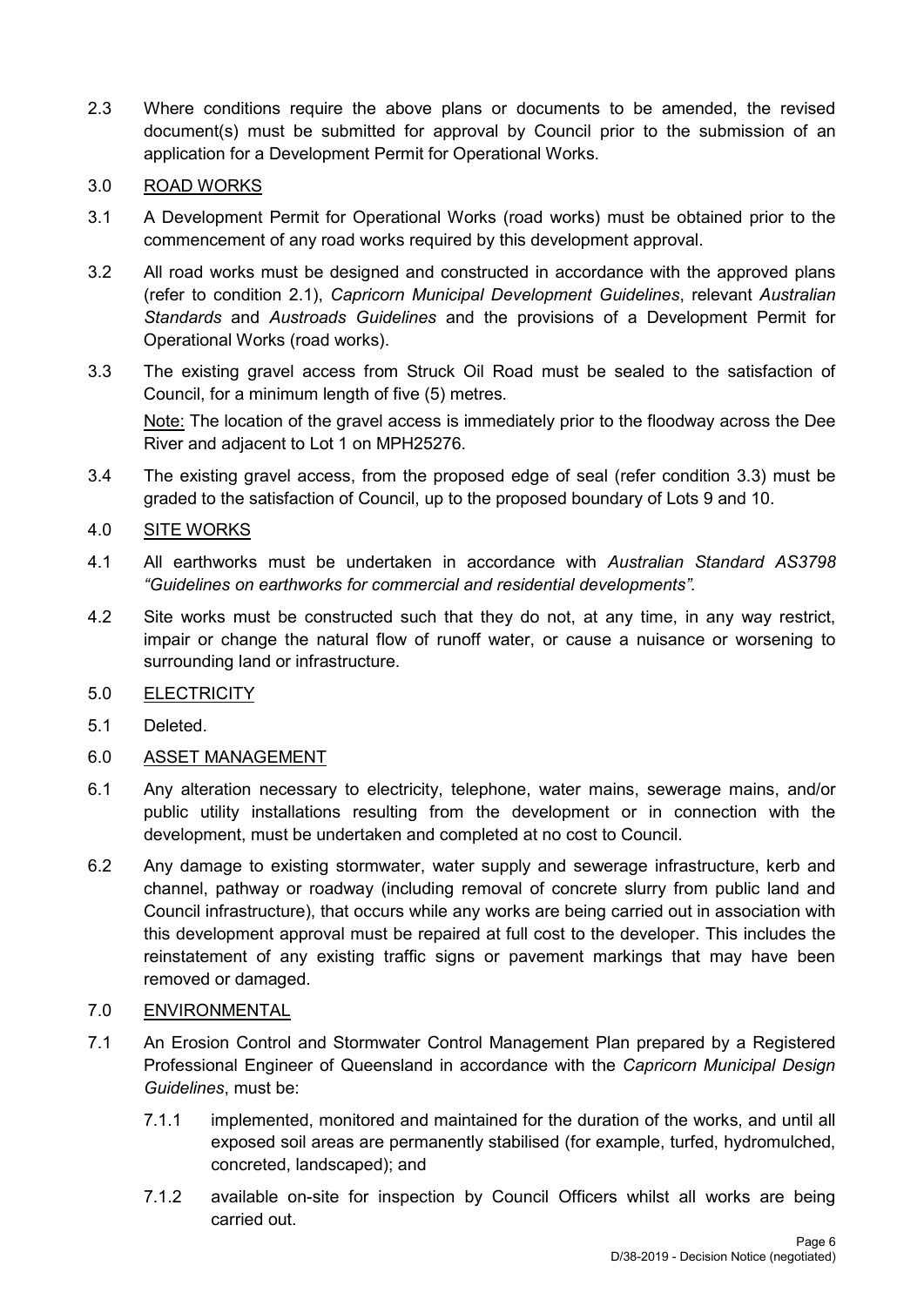2.3 Where conditions require the above plans or documents to be amended, the revised document(s) must be submitted for approval by Council prior to the submission of an application for a Development Permit for Operational Works.

3.0 ROAD WORKS

3.1 A Development Permit for Operational Works (road works) must be obtained prior to the commencement of any road works required by this development approval.

3.2 All road works must be designed and constructed in accordance with the approved plans (refer to condition 2.1), *Capricorn Municipal Development Guidelines*, relevant *Australian Standards* and *Austroads Guidelines* and the provisions of a Development Permit for Operational Works (road works).

3.3 The existing gravel access from Struck Oil Road must be sealed to the satisfaction of Council, for a minimum length of five (5) metres.

Note: The location of the gravel access is immediately prior to the floodway across the Dee River and adjacent to Lot 1 on MPH25276.

3.4 The existing gravel access, from the proposed edge of seal (refer condition 3.3) must be graded to the satisfaction of Council, up to the proposed boundary of Lots 9 and 10.

4.0 SITE WORKS

4.1 All earthworks must be undertaken in accordance with *Australian Standard AS3798 "Guidelines on earthworks for commercial and residential developments".*

4.2 Site works must be constructed such that they do not, at any time, in any way restrict, impair or change the natural flow of runoff water, or cause a nuisance or worsening to surrounding land or infrastructure.

5.0 ELECTRICITY

5.1 Deleted.

6.0 ASSET MANAGEMENT

6.1 Any alteration necessary to electricity, telephone, water mains, sewerage mains, and/or public utility installations resulting from the development or in connection with the development, must be undertaken and completed at no cost to Council.

6.2 Any damage to existing stormwater, water supply and sewerage infrastructure, kerb and channel, pathway or roadway (including removal of concrete slurry from public land and Council infrastructure), that occurs while any works are being carried out in association with this development approval must be repaired at full cost to the developer. This includes the reinstatement of any existing traffic signs or pavement markings that may have been removed or damaged.

7.0 ENVIRONMENTAL

7.1 An Erosion Control and Stormwater Control Management Plan prepared by a Registered Professional Engineer of Queensland in accordance with the *Capricorn Municipal Design Guidelines*, must be:

7.1.1 implemented, monitored and maintained for the duration of the works, and until all exposed soil areas are permanently stabilised (for example, turfed, hydromulched, concreted, landscaped); and

7.1.2 available on-site for inspection by Council Officers whilst all works are being carried out.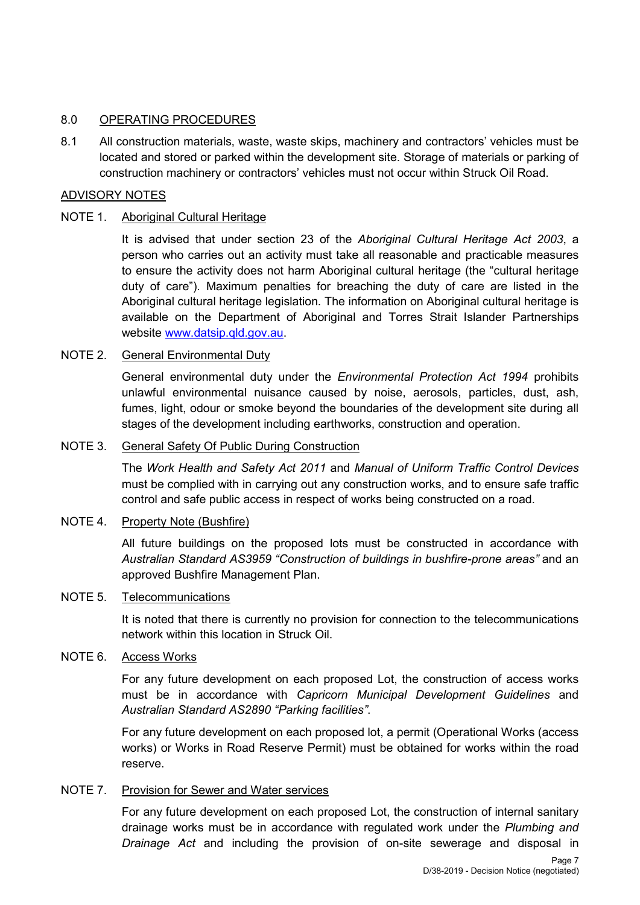## 8.0 OPERATING PROCEDURES

8.1 All construction materials, waste, waste skips, machinery and contractors' vehicles must be located and stored or parked within the development site. Storage of materials or parking of construction machinery or contractors' vehicles must not occur within Struck Oil Road.

## ADVISORY NOTES

### NOTE 1. Aboriginal Cultural Heritage

It is advised that under section 23 of the *Aboriginal Cultural Heritage Act 2003*, a person who carries out an activity must take all reasonable and practicable measures to ensure the activity does not harm Aboriginal cultural heritage (the "cultural heritage duty of care"). Maximum penalties for breaching the duty of care are listed in the Aboriginal cultural heritage legislation. The information on Aboriginal cultural heritage is available on the Department of Aboriginal and Torres Strait Islander Partnerships website www.datsip.qld.gov.au.

### NOTE 2. General Environmental Duty

General environmental duty under the *Environmental Protection Act 1994* prohibits unlawful environmental nuisance caused by noise, aerosols, particles, dust, ash, fumes, light, odour or smoke beyond the boundaries of the development site during all stages of the development including earthworks, construction and operation.

### NOTE 3. General Safety Of Public During Construction

The *Work Health and Safety Act 2011* and *Manual of Uniform Traffic Control Devices* must be complied with in carrying out any construction works, and to ensure safe traffic control and safe public access in respect of works being constructed on a road.

### NOTE 4. Property Note (Bushfire)

All future buildings on the proposed lots must be constructed in accordance with *Australian Standard AS3959 "Construction of buildings in bushfire-prone areas"* and an approved Bushfire Management Plan.

### NOTE 5. Telecommunications

It is noted that there is currently no provision for connection to the telecommunications network within this location in Struck Oil.

### NOTE 6. Access Works

For any future development on each proposed Lot, the construction of access works must be in accordance with *Capricorn Municipal Development Guidelines* and *Australian Standard AS2890 "Parking facilities"*.

For any future development on each proposed lot, a permit (Operational Works (access works) or Works in Road Reserve Permit) must be obtained for works within the road reserve.

### NOTE 7. Provision for Sewer and Water services

For any future development on each proposed Lot, the construction of internal sanitary drainage works must be in accordance with regulated work under the *Plumbing and Drainage Act* and including the provision of on-site sewerage and disposal in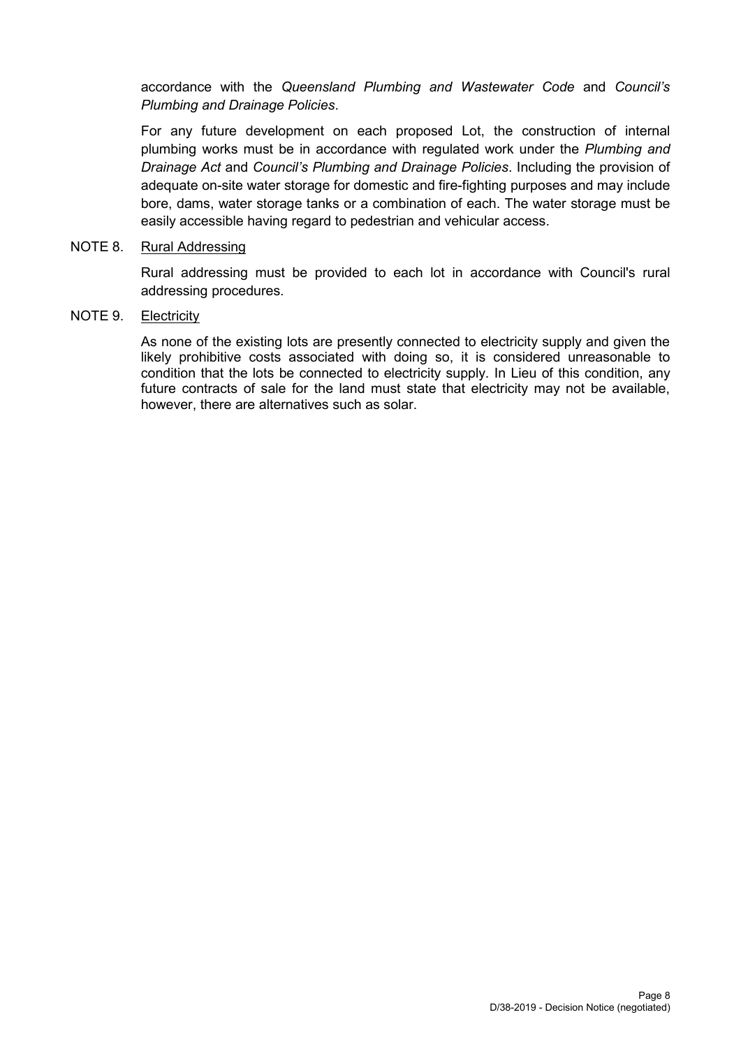accordance with the *Queensland Plumbing and Wastewater Code* and *Council's Plumbing and Drainage Policies*.

For any future development on each proposed Lot, the construction of internal plumbing works must be in accordance with regulated work under the *Plumbing and Drainage Act* and *Council's Plumbing and Drainage Policies*. Including the provision of adequate on-site water storage for domestic and fire-fighting purposes and may include bore, dams, water storage tanks or a combination of each. The water storage must be easily accessible having regard to pedestrian and vehicular access.

NOTE 8. Rural Addressing

Rural addressing must be provided to each lot in accordance with Council's rural addressing procedures.

NOTE 9. Electricity

As none of the existing lots are presently connected to electricity supply and given the likely prohibitive costs associated with doing so, it is considered unreasonable to condition that the lots be connected to electricity supply. In Lieu of this condition, any future contracts of sale for the land must state that electricity may not be available, however, there are alternatives such as solar.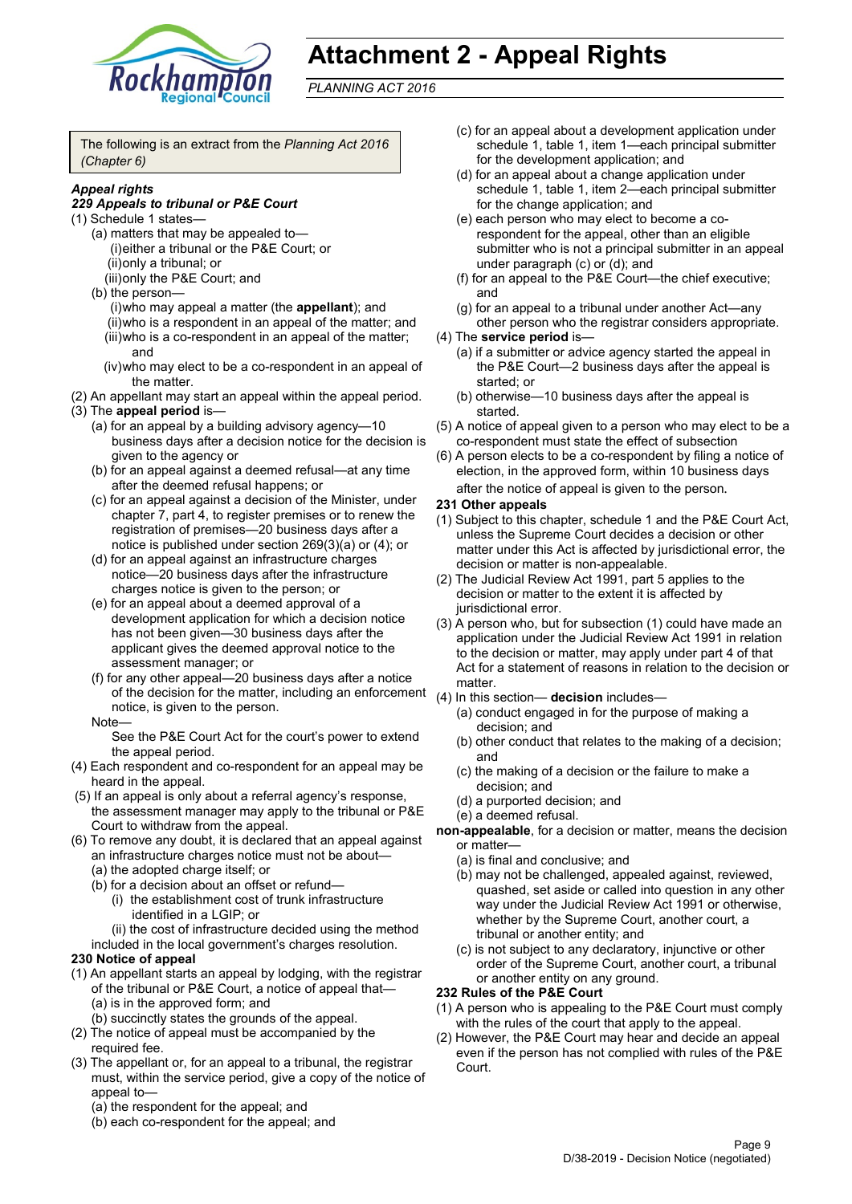# Attachment 2 - Appeal Rights

*PLANNING ACT 2016*

The following is an extract from the *Planning Act 2016 (Chapter 6)*

***Appeal rights***

***229 Appeals to tribunal or P&E Court***

(1) Schedule 1 states—

- (a) matters that may be appealed to—
  - (i) either a tribunal or the P&E Court; or
  - (ii) only a tribunal; or
  - (iii) only the P&E Court; and
- (b) the person—
  - (i) who may appeal a matter (the **appellant**); and
  - (ii) who is a respondent in an appeal of the matter; and
  - (iii) who is a co-respondent in an appeal of the matter; and
  - (iv) who may elect to be a co-respondent in an appeal of the matter.

(2) An appellant may start an appeal within the appeal period.

(3) The **appeal period** is—

- (a) for an appeal by a building advisory agency—10 business days after a decision notice for the decision is given to the agency or
- (b) for an appeal against a deemed refusal—at any time after the deemed refusal happens; or
- (c) for an appeal against a decision of the Minister, under chapter 7, part 4, to register premises or to renew the registration of premises—20 business days after a notice is published under section 269(3)(a) or (4); or
- (d) for an appeal against an infrastructure charges notice—20 business days after the infrastructure charges notice is given to the person; or
- (e) for an appeal about a deemed approval of a development application for which a decision notice has not been given—30 business days after the applicant gives the deemed approval notice to the assessment manager; or
- (f) for any other appeal—20 business days after a notice of the decision for the matter, including an enforcement notice, is given to the person.

Note—

See the P&E Court Act for the court's power to extend the appeal period.

(4) Each respondent and co-respondent for an appeal may be heard in the appeal.

(5) If an appeal is only about a referral agency's response, the assessment manager may apply to the tribunal or P&E Court to withdraw from the appeal.

(6) To remove any doubt, it is declared that an appeal against an infrastructure charges notice must not be about—

- (a) the adopted charge itself; or
- (b) for a decision about an offset or refund—
  - (i) the establishment cost of trunk infrastructure identified in a LGIP; or
  - (ii) the cost of infrastructure decided using the method

included in the local government's charges resolution.

**230 Notice of appeal**

(1) An appellant starts an appeal by lodging, with the registrar of the tribunal or P&E Court, a notice of appeal that—

- (a) is in the approved form; and
- (b) succinctly states the grounds of the appeal.

(2) The notice of appeal must be accompanied by the required fee.

(3) The appellant or, for an appeal to a tribunal, the registrar must, within the service period, give a copy of the notice of appeal to—

- (a) the respondent for the appeal; and
- (b) each co-respondent for the appeal; and
- (c) for an appeal about a development application under schedule 1, table 1, item 1—each principal submitter for the development application; and
- (d) for an appeal about a change application under schedule 1, table 1, item 2—each principal submitter for the change application; and
- (e) each person who may elect to become a co-respondent for the appeal, other than an eligible submitter who is not a principal submitter in an appeal under paragraph (c) or (d); and
- (f) for an appeal to the P&E Court—the chief executive; and
- (g) for an appeal to a tribunal under another Act—any other person who the registrar considers appropriate.

(4) The **service period** is—

- (a) if a submitter or advice agency started the appeal in the P&E Court—2 business days after the appeal is started; or
- (b) otherwise—10 business days after the appeal is started.

(5) A notice of appeal given to a person who may elect to be a co-respondent must state the effect of subsection

(6) A person elects to be a co-respondent by filing a notice of election, in the approved form, within 10 business days after the notice of appeal is given to the person.

**231 Other appeals**

(1) Subject to this chapter, schedule 1 and the P&E Court Act, unless the Supreme Court decides a decision or other matter under this Act is affected by jurisdictional error, the decision or matter is non-appealable.

(2) The Judicial Review Act 1991, part 5 applies to the decision or matter to the extent it is affected by jurisdictional error.

(3) A person who, but for subsection (1) could have made an application under the Judicial Review Act 1991 in relation to the decision or matter, may apply under part 4 of that Act for a statement of reasons in relation to the decision or matter.

(4) In this section— **decision** includes—

- (a) conduct engaged in for the purpose of making a decision; and
- (b) other conduct that relates to the making of a decision; and
- (c) the making of a decision or the failure to make a decision; and
- (d) a purported decision; and
- (e) a deemed refusal.

**non-appealable**, for a decision or matter, means the decision or matter—

- (a) is final and conclusive; and
- (b) may not be challenged, appealed against, reviewed, quashed, set aside or called into question in any other way under the Judicial Review Act 1991 or otherwise, whether by the Supreme Court, another court, a tribunal or another entity; and
- (c) is not subject to any declaratory, injunctive or other order of the Supreme Court, another court, a tribunal or another entity on any ground.

**232 Rules of the P&E Court**

(1) A person who is appealing to the P&E Court must comply with the rules of the court that apply to the appeal.

(2) However, the P&E Court may hear and decide an appeal even if the person has not complied with rules of the P&E Court.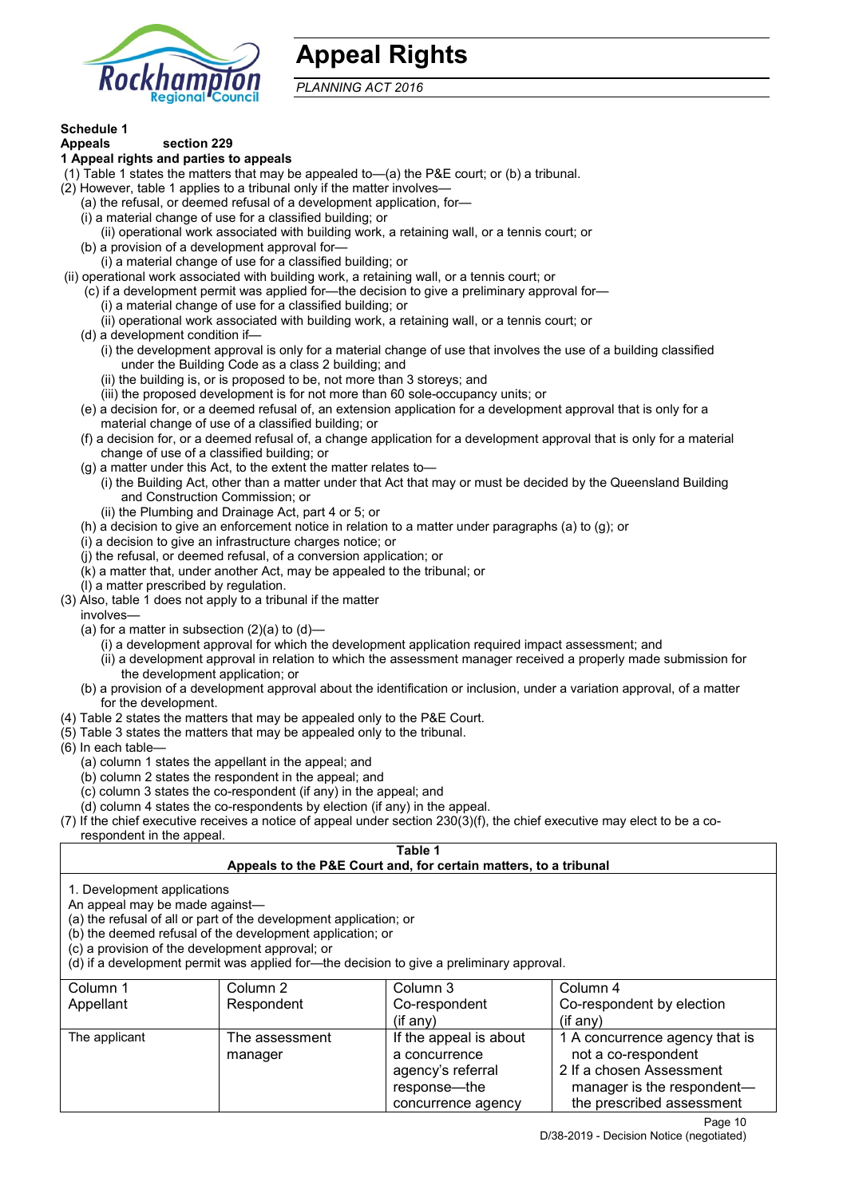# Appeal Rights

*PLANNING ACT 2016*

**Schedule 1**
**Appeals section 229**

**1 Appeal rights and parties to appeals**

(1) Table 1 states the matters that may be appealed to—(a) the P&E court; or (b) a tribunal.

(2) However, table 1 applies to a tribunal only if the matter involves—

(a) the refusal, or deemed refusal of a development application, for—

(i) a material change of use for a classified building; or

(ii) operational work associated with building work, a retaining wall, or a tennis court; or

(b) a provision of a development approval for—

(i) a material change of use for a classified building; or

(ii) operational work associated with building work, a retaining wall, or a tennis court; or

(c) if a development permit was applied for—the decision to give a preliminary approval for—

(i) a material change of use for a classified building; or

(ii) operational work associated with building work, a retaining wall, or a tennis court; or

(d) a development condition if—

(i) the development approval is only for a material change of use that involves the use of a building classified under the Building Code as a class 2 building; and

(ii) the building is, or is proposed to be, not more than 3 storeys; and

(iii) the proposed development is for not more than 60 sole-occupancy units; or

(e) a decision for, or a deemed refusal of, an extension application for a development approval that is only for a material change of use of a classified building; or

(f) a decision for, or a deemed refusal of, a change application for a development approval that is only for a material change of use of a classified building; or

(g) a matter under this Act, to the extent the matter relates to—

(i) the Building Act, other than a matter under that Act that may or must be decided by the Queensland Building and Construction Commission; or

(ii) the Plumbing and Drainage Act, part 4 or 5; or

(h) a decision to give an enforcement notice in relation to a matter under paragraphs (a) to (g); or

(i) a decision to give an infrastructure charges notice; or

(j) the refusal, or deemed refusal, of a conversion application; or

(k) a matter that, under another Act, may be appealed to the tribunal; or

(l) a matter prescribed by regulation.

(3) Also, table 1 does not apply to a tribunal if the matter involves—

(a) for a matter in subsection (2)(a) to (d)—

(i) a development approval for which the development application required impact assessment; and

(ii) a development approval in relation to which the assessment manager received a properly made submission for the development application; or

(b) a provision of a development approval about the identification or inclusion, under a variation approval, of a matter for the development.

(4) Table 2 states the matters that may be appealed only to the P&E Court.

(5) Table 3 states the matters that may be appealed only to the tribunal.

(6) In each table—

(a) column 1 states the appellant in the appeal; and

(b) column 2 states the respondent in the appeal; and

(c) column 3 states the co-respondent (if any) in the appeal; and

(d) column 4 states the co-respondents by election (if any) in the appeal.

(7) If the chief executive receives a notice of appeal under section 230(3)(f), the chief executive may elect to be a co-respondent in the appeal.

**Table 1**
**Appeals to the P&E Court and, for certain matters, to a tribunal**

1. Development applications

An appeal may be made against—

(a) the refusal of all or part of the development application; or

(b) the deemed refusal of the development application; or

(c) a provision of the development approval; or

(d) if a development permit was applied for—the decision to give a preliminary approval.

| Column 1<br>Appellant | Column 2<br>Respondent | Column 3<br>Co-respondent<br>(if any) | Column 4<br>Co-respondent by election<br>(if any) |
|---|---|---|---|
| The applicant | The assessment manager | If the appeal is about a concurrence agency's referral response—the concurrence agency | 1 A concurrence agency that is not a co-respondent<br>2 If a chosen Assessment manager is the respondent—the prescribed assessment |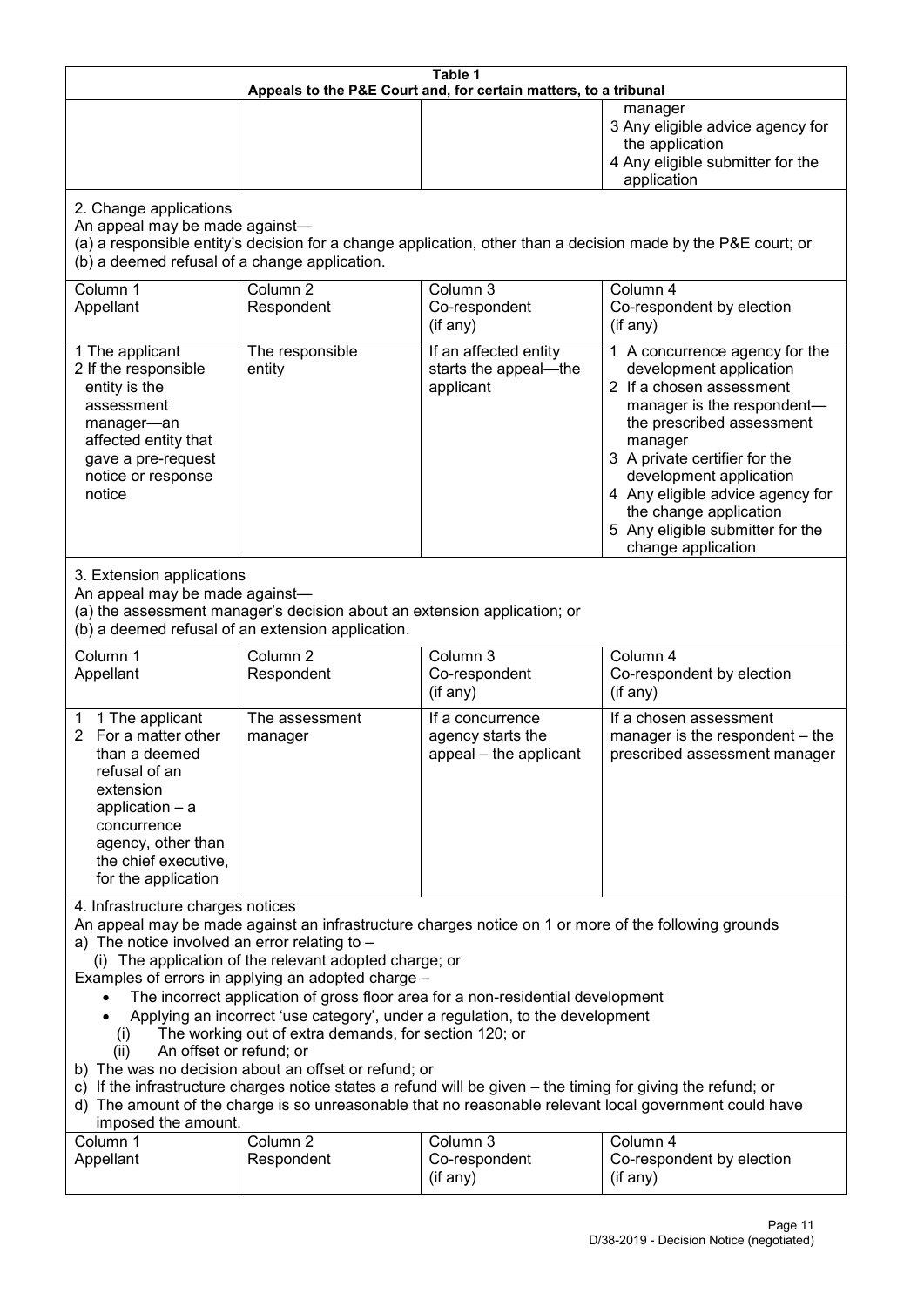**Table 1**
**Appeals to the P&E Court and, for certain matters, to a tribunal**

| | | | |
|---|---|---|---|
| | | | manager<br>3 Any eligible advice agency for the application<br>4 Any eligible submitter for the application |

2. Change applications
An appeal may be made against—
(a) a responsible entity's decision for a change application, other than a decision made by the P&E court; or
(b) a deemed refusal of a change application.

| Column 1<br>Appellant | Column 2<br>Respondent | Column 3<br>Co-respondent<br>(if any) | Column 4<br>Co-respondent by election<br>(if any) |
|---|---|---|---|
| 1 The applicant<br>2 If the responsible entity is the assessment manager—an affected entity that gave a pre-request notice or response notice | The responsible entity | If an affected entity starts the appeal—the applicant | 1 A concurrence agency for the development application<br>2 If a chosen assessment manager is the respondent—the prescribed assessment manager<br>3 A private certifier for the development application<br>4 Any eligible advice agency for the change application<br>5 Any eligible submitter for the change application |

3. Extension applications
An appeal may be made against—
(a) the assessment manager's decision about an extension application; or
(b) a deemed refusal of an extension application.

| Column 1<br>Appellant | Column 2<br>Respondent | Column 3<br>Co-respondent<br>(if any) | Column 4<br>Co-respondent by election<br>(if any) |
|---|---|---|---|
| 1 1 The applicant<br>2 For a matter other than a deemed refusal of an extension application – a concurrence agency, other than the chief executive, for the application | The assessment manager | If a concurrence agency starts the appeal – the applicant | If a chosen assessment manager is the respondent – the prescribed assessment manager |

4. Infrastructure charges notices
An appeal may be made against an infrastructure charges notice on 1 or more of the following grounds
a) The notice involved an error relating to –
   (i) The application of the relevant adopted charge; or
Examples of errors in applying an adopted charge –
- The incorrect application of gross floor area for a non-residential development
- Applying an incorrect 'use category', under a regulation, to the development
   (i) The working out of extra demands, for section 120; or
   (ii) An offset or refund; or
b) The was no decision about an offset or refund; or
c) If the infrastructure charges notice states a refund will be given – the timing for giving the refund; or
d) The amount of the charge is so unreasonable that no reasonable relevant local government could have imposed the amount.

| Column 1<br>Appellant | Column 2<br>Respondent | Column 3<br>Co-respondent<br>(if any) | Column 4<br>Co-respondent by election<br>(if any) |
|---|---|---|---|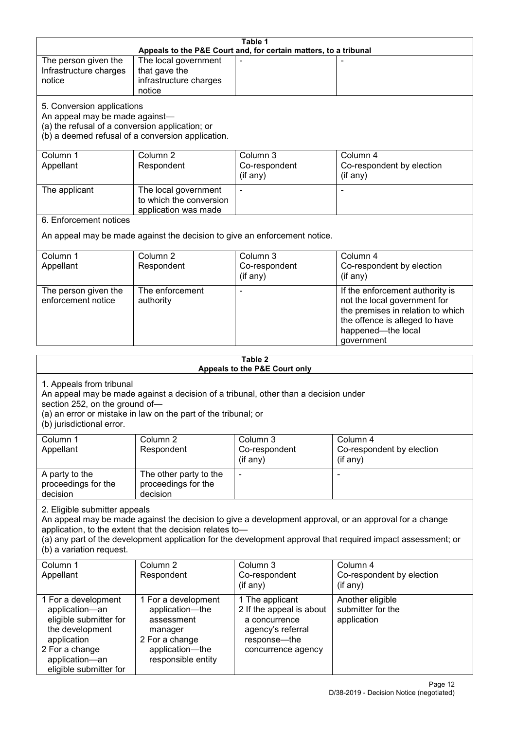| Table 1<br>Appeals to the P&E Court and, for certain matters, to a tribunal | | | |
|---|---|---|---|
| The person given the Infrastructure charges notice | The local government that gave the infrastructure charges notice | - | - |
| 5. Conversion applications<br>An appeal may be made against—<br>(a) the refusal of a conversion application; or<br>(b) a deemed refusal of a conversion application. | | | |
| Column 1<br>Appellant | Column 2<br>Respondent | Column 3<br>Co-respondent<br>(if any) | Column 4<br>Co-respondent by election<br>(if any) |
| The applicant | The local government to which the conversion application was made | - | - |
| 6. Enforcement notices<br><br>An appeal may be made against the decision to give an enforcement notice. | | | |
| Column 1<br>Appellant | Column 2<br>Respondent | Column 3<br>Co-respondent<br>(if any) | Column 4<br>Co-respondent by election<br>(if any) |
| The person given the enforcement notice | The enforcement authority | - | If the enforcement authority is not the local government for the premises in relation to which the offence is alleged to have happened—the local government |

| Table 2<br>Appeals to the P&E Court only | | | |
|---|---|---|---|
| 1. Appeals from tribunal<br>An appeal may be made against a decision of a tribunal, other than a decision under section 252, on the ground of—<br>(a) an error or mistake in law on the part of the tribunal; or<br>(b) jurisdictional error. | | | |
| Column 1<br>Appellant | Column 2<br>Respondent | Column 3<br>Co-respondent<br>(if any) | Column 4<br>Co-respondent by election<br>(if any) |
| A party to the proceedings for the decision | The other party to the proceedings for the decision | - | - |
| 2. Eligible submitter appeals<br>An appeal may be made against the decision to give a development approval, or an approval for a change application, to the extent that the decision relates to—<br>(a) any part of the development application for the development approval that required impact assessment; or<br>(b) a variation request. | | | |
| Column 1<br>Appellant | Column 2<br>Respondent | Column 3<br>Co-respondent<br>(if any) | Column 4<br>Co-respondent by election<br>(if any) |
| 1 For a development application—an eligible submitter for the development application<br>2 For a change application—an eligible submitter for | 1 For a development application—the assessment manager<br>2 For a change application—the responsible entity | 1 The applicant<br>2 If the appeal is about a concurrence agency's referral response—the concurrence agency | Another eligible submitter for the application |

D/38-2019 - Decision Notice (negotiated)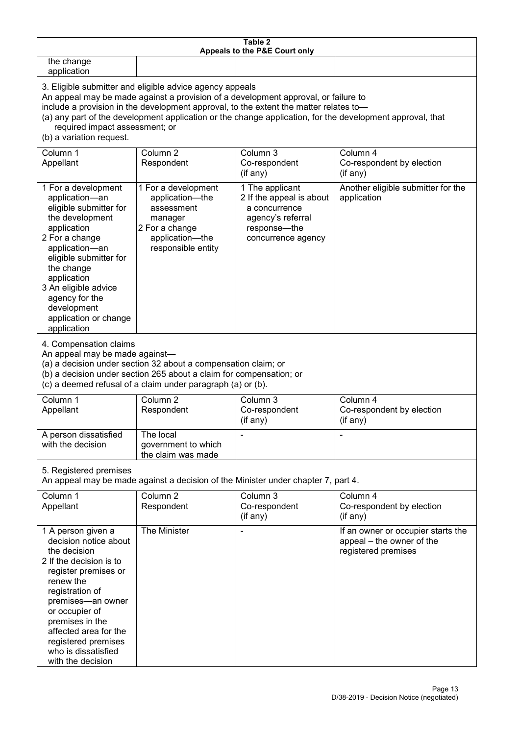**Table 2**
**Appeals to the P&E Court only**

| | | | |
|---|---|---|---|
| the change application | | | |

3. Eligible submitter and eligible advice agency appeals
An appeal may be made against a provision of a development approval, or failure to include a provision in the development approval, to the extent the matter relates to—
(a) any part of the development application or the change application, for the development approval, that required impact assessment; or
(b) a variation request.

| Column 1 Appellant | Column 2 Respondent | Column 3 Co-respondent (if any) | Column 4 Co-respondent by election (if any) |
|---|---|---|---|
| 1 For a development application—an eligible submitter for the development application<br>2 For a change application—an eligible submitter for the change application<br>3 An eligible advice agency for the development application or change application | 1 For a development application—the assessment manager<br>2 For a change application—the responsible entity | 1 The applicant<br>2 If the appeal is about a concurrence agency's referral response—the concurrence agency | Another eligible submitter for the application |

4. Compensation claims
An appeal may be made against—
(a) a decision under section 32 about a compensation claim; or
(b) a decision under section 265 about a claim for compensation; or
(c) a deemed refusal of a claim under paragraph (a) or (b).

| Column 1 Appellant | Column 2 Respondent | Column 3 Co-respondent (if any) | Column 4 Co-respondent by election (if any) |
|---|---|---|---|
| A person dissatisfied with the decision | The local government to which the claim was made | - | - |

5. Registered premises
An appeal may be made against a decision of the Minister under chapter 7, part 4.

| Column 1 Appellant | Column 2 Respondent | Column 3 Co-respondent (if any) | Column 4 Co-respondent by election (if any) |
|---|---|---|---|
| 1 A person given a decision notice about the decision<br>2 If the decision is to register premises or renew the registration of premises—an owner or occupier of premises in the affected area for the registered premises who is dissatisfied with the decision | The Minister | - | If an owner or occupier starts the appeal – the owner of the registered premises |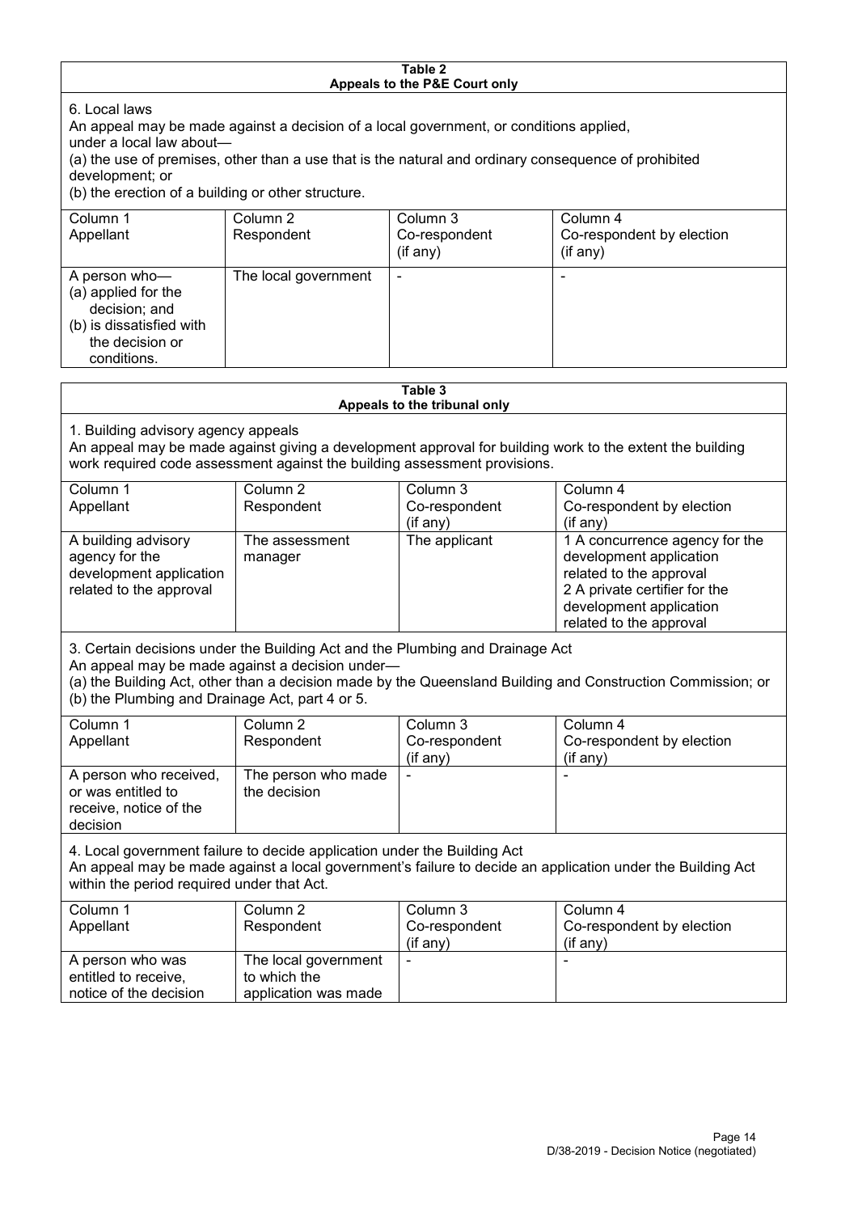**Table 2**
**Appeals to the P&E Court only**

6. Local laws
An appeal may be made against a decision of a local government, or conditions applied, under a local law about—
(a) the use of premises, other than a use that is the natural and ordinary consequence of prohibited development; or
(b) the erection of a building or other structure.

| Column 1 Appellant | Column 2 Respondent | Column 3 Co-respondent (if any) | Column 4 Co-respondent by election (if any) |
|---|---|---|---|
| A person who— (a) applied for the decision; and (b) is dissatisfied with the decision or conditions. | The local government | - | - |

**Table 3**
**Appeals to the tribunal only**

1. Building advisory agency appeals
An appeal may be made against giving a development approval for building work to the extent the building work required code assessment against the building assessment provisions.

| Column 1 Appellant | Column 2 Respondent | Column 3 Co-respondent (if any) | Column 4 Co-respondent by election (if any) |
|---|---|---|---|
| A building advisory agency for the development application related to the approval | The assessment manager | The applicant | 1 A concurrence agency for the development application related to the approval 2 A private certifier for the development application related to the approval |

3. Certain decisions under the Building Act and the Plumbing and Drainage Act
An appeal may be made against a decision under—
(a) the Building Act, other than a decision made by the Queensland Building and Construction Commission; or
(b) the Plumbing and Drainage Act, part 4 or 5.

| Column 1 Appellant | Column 2 Respondent | Column 3 Co-respondent (if any) | Column 4 Co-respondent by election (if any) |
|---|---|---|---|
| A person who received, or was entitled to receive, notice of the decision | The person who made the decision | - | - |

4. Local government failure to decide application under the Building Act
An appeal may be made against a local government's failure to decide an application under the Building Act within the period required under that Act.

| Column 1 Appellant | Column 2 Respondent | Column 3 Co-respondent (if any) | Column 4 Co-respondent by election (if any) |
|---|---|---|---|
| A person who was entitled to receive, notice of the decision | The local government to which the application was made | - | - |

D/38-2019 - Decision Notice (negotiated)